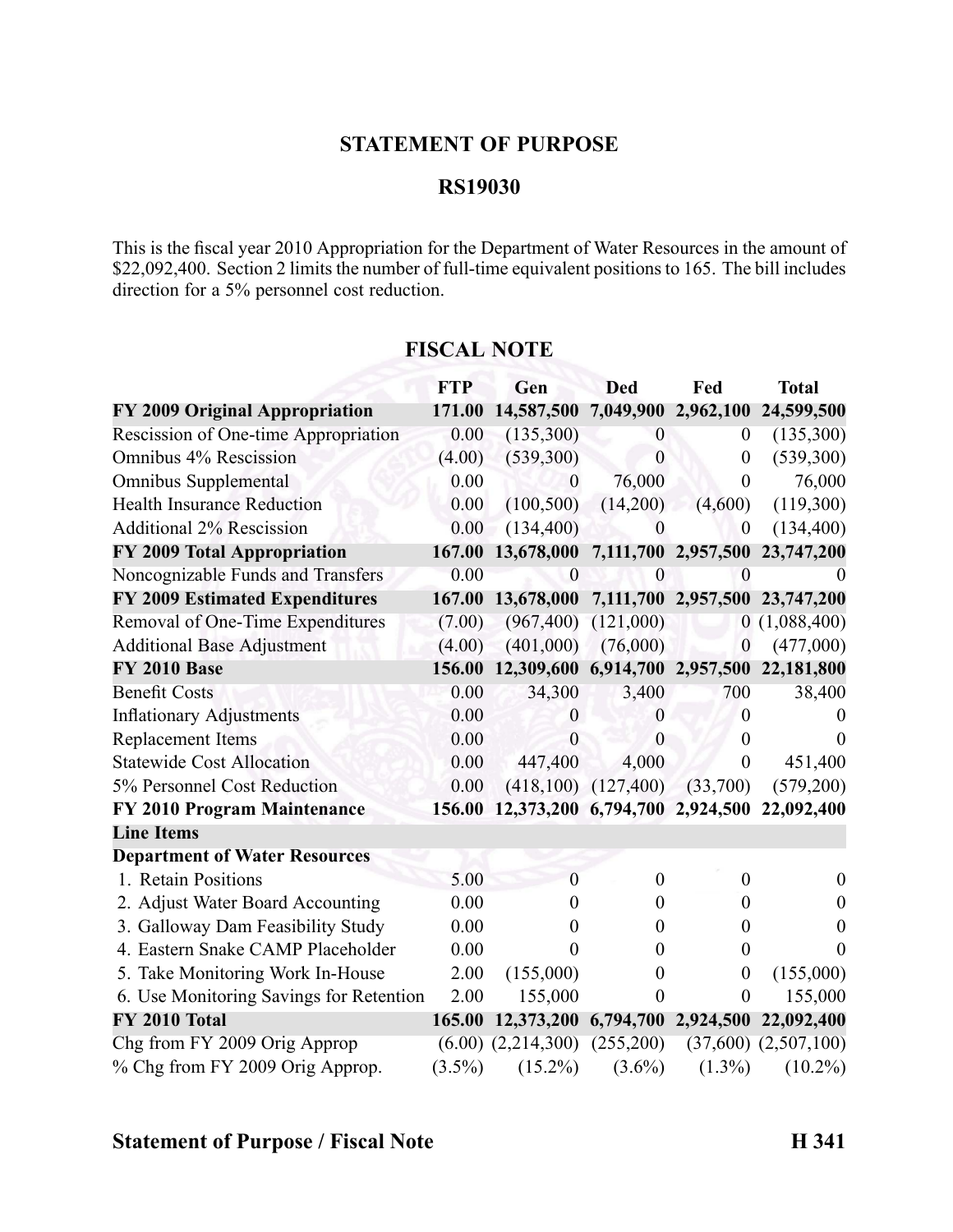## STATEMENT OF PURPOSE

## RS19030

This is the fiscal year 2010 Appropriation for the Department of Water Resources in the amount of $22,092,400. Section 2 limits the number of full-time equivalent positions to 165. The bill includes direction for a 5% personnel cost reduction.

## FISCAL NOTE

| | FTP | Gen | Ded | Fed | Total |
|---|---|---|---|---|---|
| **FY 2009 Original Appropriation** | **171.00** | **14,587,500** | **7,049,900** | **2,962,100** | **24,599,500** |
| Rescission of One-time Appropriation | 0.00 | (135,300) | 0 | 0 | (135,300) |
| Omnibus 4% Rescission | (4.00) | (539,300) | 0 | 0 | (539,300) |
| Omnibus Supplemental | 0.00 | 0 | 76,000 | 0 | 76,000 |
| Health Insurance Reduction | 0.00 | (100,500) | (14,200) | (4,600) | (119,300) |
| Additional 2% Rescission | 0.00 | (134,400) | 0 | 0 | (134,400) |
| **FY 2009 Total Appropriation** | **167.00** | **13,678,000** | **7,111,700** | **2,957,500** | **23,747,200** |
| Noncognizable Funds and Transfers | 0.00 | 0 | 0 | 0 | 0 |
| **FY 2009 Estimated Expenditures** | **167.00** | **13,678,000** | **7,111,700** | **2,957,500** | **23,747,200** |
| Removal of One-Time Expenditures | (7.00) | (967,400) | (121,000) | 0 | (1,088,400) |
| Additional Base Adjustment | (4.00) | (401,000) | (76,000) | 0 | (477,000) |
| **FY 2010 Base** | **156.00** | **12,309,600** | **6,914,700** | **2,957,500** | **22,181,800** |
| Benefit Costs | 0.00 | 34,300 | 3,400 | 700 | 38,400 |
| Inflationary Adjustments | 0.00 | 0 | 0 | 0 | 0 |
| Replacement Items | 0.00 | 0 | 0 | 0 | 0 |
| Statewide Cost Allocation | 0.00 | 447,400 | 4,000 | 0 | 451,400 |
| 5% Personnel Cost Reduction | 0.00 | (418,100) | (127,400) | (33,700) | (579,200) |
| **FY 2010 Program Maintenance** | **156.00** | **12,373,200** | **6,794,700** | **2,924,500** | **22,092,400** |
| **Line Items** | | | | | |
| **Department of Water Resources** | | | | | |
| 1. Retain Positions | 5.00 | 0 | 0 | 0 | 0 |
| 2. Adjust Water Board Accounting | 0.00 | 0 | 0 | 0 | 0 |
| 3. Galloway Dam Feasibility Study | 0.00 | 0 | 0 | 0 | 0 |
| 4. Eastern Snake CAMP Placeholder | 0.00 | 0 | 0 | 0 | 0 |
| 5. Take Monitoring Work In-House | 2.00 | (155,000) | 0 | 0 | (155,000) |
| 6. Use Monitoring Savings for Retention | 2.00 | 155,000 | 0 | 0 | 155,000 |
| **FY 2010 Total** | **165.00** | **12,373,200** | **6,794,700** | **2,924,500** | **22,092,400** |
| Chg from FY 2009 Orig Approp | (6.00) | (2,214,300) | (255,200) | (37,600) | (2,507,100) |
| % Chg from FY 2009 Orig Approp. | (3.5%) | (15.2%) | (3.6%) | (1.3%) | (10.2%) |

**Statement of Purpose / Fiscal Note** **H 341**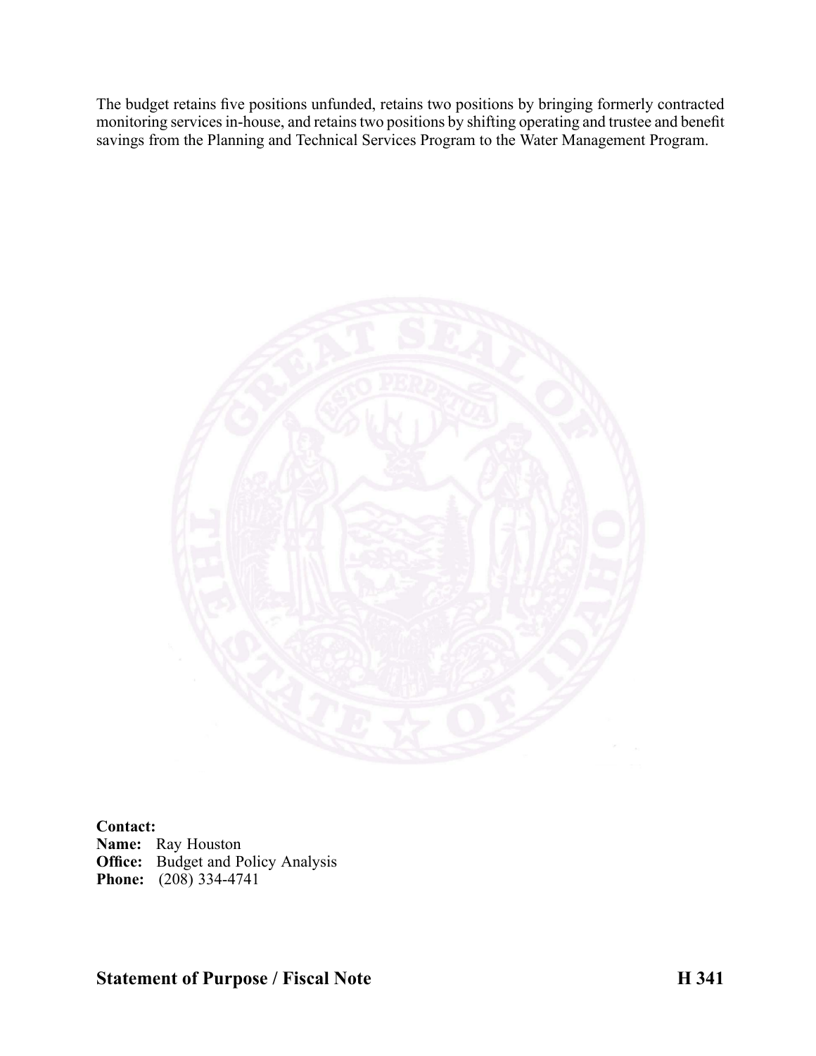The budget retains five positions unfunded, retains two positions by bringing formerly contracted monitoring services in-house, and retains two positions by shifting operating and trustee and benefit savings from the Planning and Technical Services Program to the Water Management Program.

**Contact:**
**Name:** Ray Houston
**Office:** Budget and Policy Analysis
**Phone:** (208) 334-4741

**Statement of Purpose / Fiscal Note** **H 341**